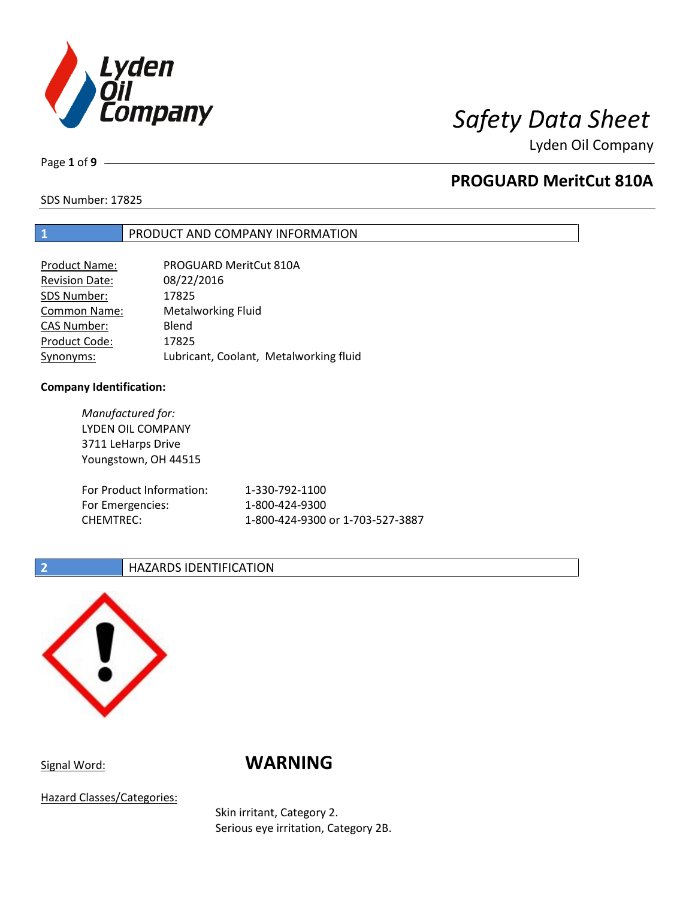# Safety Data Sheet

Lyden Oil Company

## PROGUARD MeritCut 810A

SDS Number: 17825

## 1 PRODUCT AND COMPANY INFORMATION

| | |
|---|---|
| Product Name: | PROGUARD MeritCut 810A |
| Revision Date: | 08/22/2016 |
| SDS Number: | 17825 |
| Common Name: | Metalworking Fluid |
| CAS Number: | Blend |
| Product Code: | 17825 |
| Synonyms: | Lubricant, Coolant, Metalworking fluid |

**Company Identification:**

*Manufactured for:*
LYDEN OIL COMPANY
3711 LeHarps Drive
Youngstown, OH 44515

| | |
|---|---|
| For Product Information: | 1-330-792-1100 |
| For Emergencies: | 1-800-424-9300 |
| CHEMTREC: | 1-800-424-9300 or 1-703-527-3887 |

## 2 HAZARDS IDENTIFICATION

Signal Word: **WARNING**

Hazard Classes/Categories:

Skin irritant, Category 2.
Serious eye irritation, Category 2B.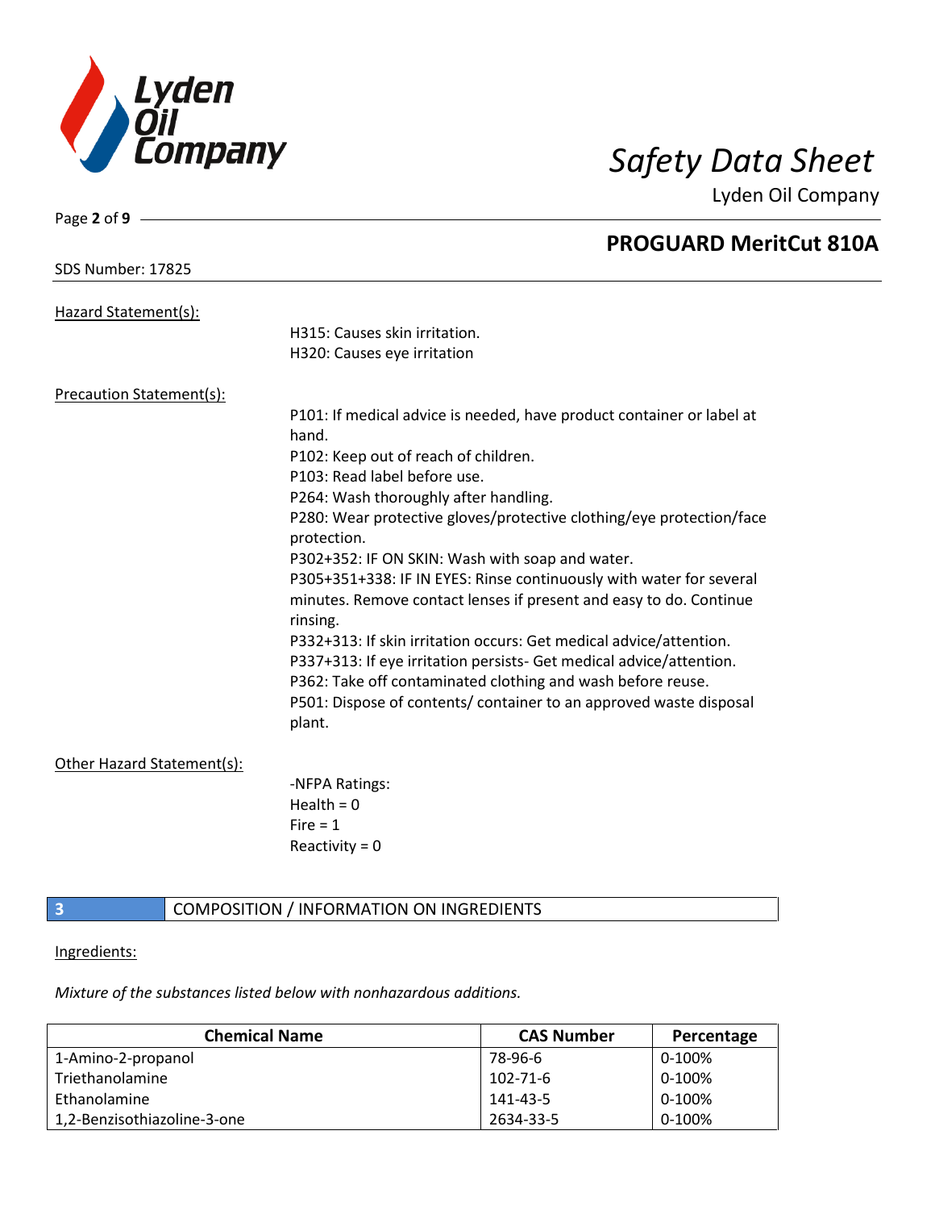Hazard Statement(s):

H315: Causes skin irritation.
H320: Causes eye irritation

Precaution Statement(s):

P101: If medical advice is needed, have product container or label at hand.
P102: Keep out of reach of children.
P103: Read label before use.
P264: Wash thoroughly after handling.
P280: Wear protective gloves/protective clothing/eye protection/face protection.
P302+352: IF ON SKIN: Wash with soap and water.
P305+351+338: IF IN EYES: Rinse continuously with water for several minutes. Remove contact lenses if present and easy to do. Continue rinsing.
P332+313: If skin irritation occurs: Get medical advice/attention.
P337+313: If eye irritation persists- Get medical advice/attention.
P362: Take off contaminated clothing and wash before reuse.
P501: Dispose of contents/ container to an approved waste disposal plant.

Other Hazard Statement(s):

-NFPA Ratings:
Health = 0
Fire = 1
Reactivity = 0

## 3 COMPOSITION / INFORMATION ON INGREDIENTS

Ingredients:

*Mixture of the substances listed below with nonhazardous additions.*

| Chemical Name | CAS Number | Percentage |
|---|---|---|
| 1-Amino-2-propanol | 78-96-6 | 0-100% |
| Triethanolamine | 102-71-6 | 0-100% |
| Ethanolamine | 141-43-5 | 0-100% |
| 1,2-Benzisothiazoline-3-one | 2634-33-5 | 0-100% |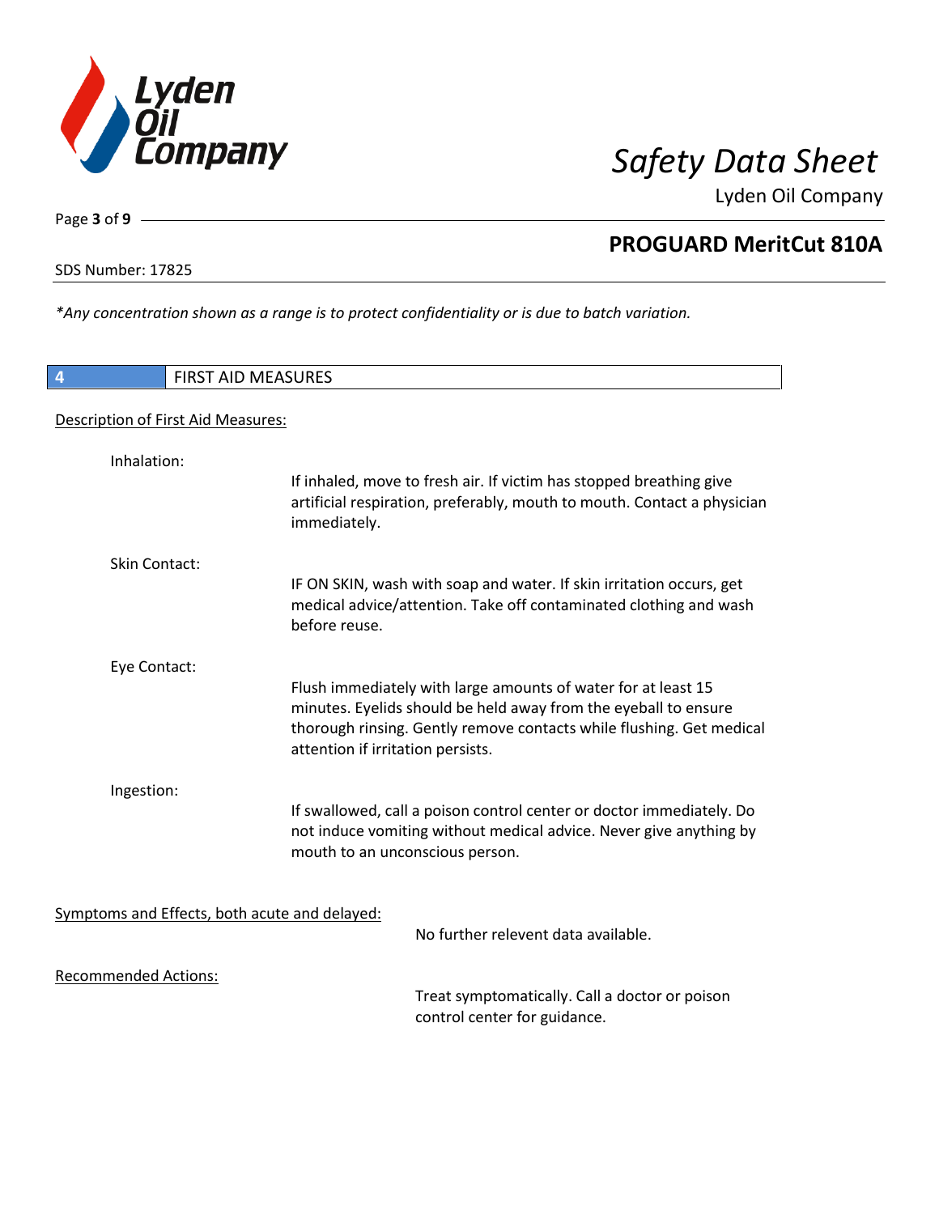*Any concentration shown as a range is to protect confidentiality or is due to batch variation.*

## 4 FIRST AID MEASURES

Description of First Aid Measures:

**Inhalation:**

If inhaled, move to fresh air. If victim has stopped breathing give artificial respiration, preferably, mouth to mouth. Contact a physician immediately.

**Skin Contact:**

IF ON SKIN, wash with soap and water. If skin irritation occurs, get medical advice/attention. Take off contaminated clothing and wash before reuse.

**Eye Contact:**

Flush immediately with large amounts of water for at least 15 minutes. Eyelids should be held away from the eyeball to ensure thorough rinsing. Gently remove contacts while flushing. Get medical attention if irritation persists.

**Ingestion:**

If swallowed, call a poison control center or doctor immediately. Do not induce vomiting without medical advice. Never give anything by mouth to an unconscious person.

Symptoms and Effects, both acute and delayed:

No further relevent data available.

Recommended Actions:

Treat symptomatically. Call a doctor or poison control center for guidance.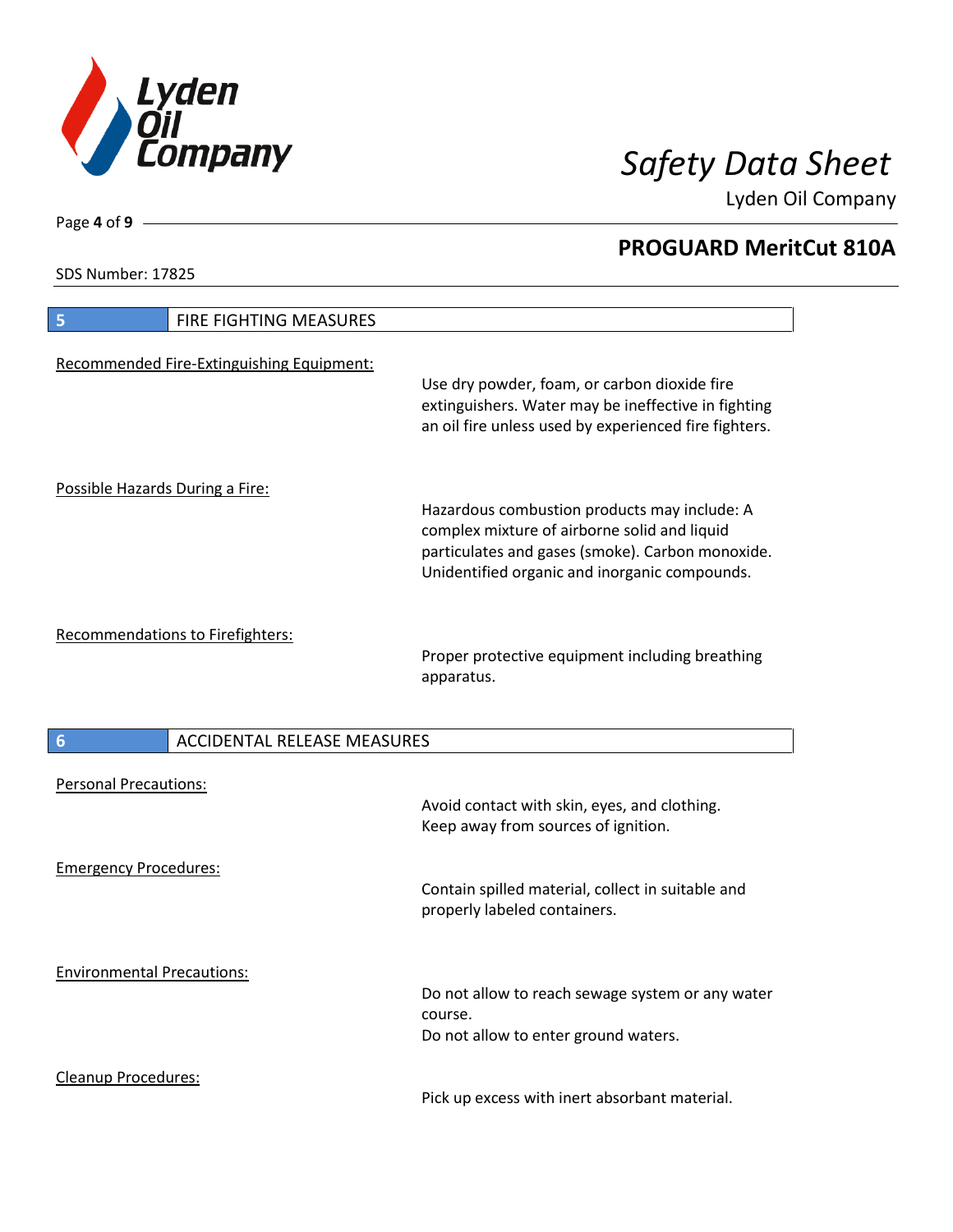## 5 FIRE FIGHTING MEASURES

Recommended Fire-Extinguishing Equipment:

Use dry powder, foam, or carbon dioxide fire extinguishers. Water may be ineffective in fighting an oil fire unless used by experienced fire fighters.

Possible Hazards During a Fire:

Hazardous combustion products may include: A complex mixture of airborne solid and liquid particulates and gases (smoke). Carbon monoxide. Unidentified organic and inorganic compounds.

Recommendations to Firefighters:

Proper protective equipment including breathing apparatus.

## 6 ACCIDENTAL RELEASE MEASURES

Personal Precautions:

Avoid contact with skin, eyes, and clothing.
Keep away from sources of ignition.

Emergency Procedures:

Contain spilled material, collect in suitable and properly labeled containers.

Environmental Precautions:

Do not allow to reach sewage system or any water course.
Do not allow to enter ground waters.

Cleanup Procedures:

Pick up excess with inert absorbant material.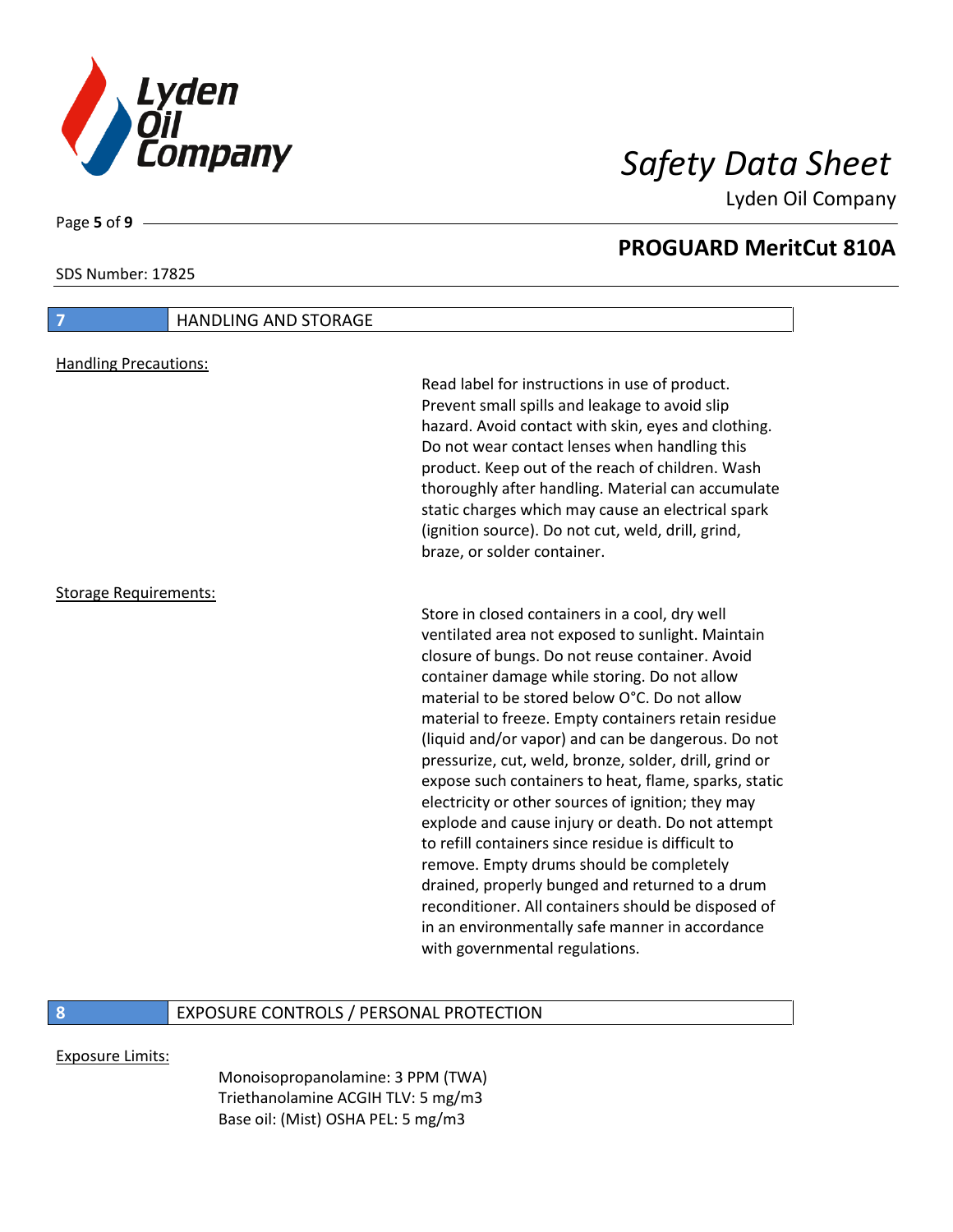## 7 HANDLING AND STORAGE

Handling Precautions:

Read label for instructions in use of product. Prevent small spills and leakage to avoid slip hazard. Avoid contact with skin, eyes and clothing. Do not wear contact lenses when handling this product. Keep out of the reach of children. Wash thoroughly after handling. Material can accumulate static charges which may cause an electrical spark (ignition source). Do not cut, weld, drill, grind, braze, or solder container.

Storage Requirements:

Store in closed containers in a cool, dry well ventilated area not exposed to sunlight. Maintain closure of bungs. Do not reuse container. Avoid container damage while storing. Do not allow material to be stored below O°C. Do not allow material to freeze. Empty containers retain residue (liquid and/or vapor) and can be dangerous. Do not pressurize, cut, weld, bronze, solder, drill, grind or expose such containers to heat, flame, sparks, static electricity or other sources of ignition; they may explode and cause injury or death. Do not attempt to refill containers since residue is difficult to remove. Empty drums should be completely drained, properly bunged and returned to a drum reconditioner. All containers should be disposed of in an environmentally safe manner in accordance with governmental regulations.

## 8 EXPOSURE CONTROLS / PERSONAL PROTECTION

Exposure Limits:

Monoisopropanolamine: 3 PPM (TWA)
Triethanolamine ACGIH TLV: 5 mg/m3
Base oil: (Mist) OSHA PEL: 5 mg/m3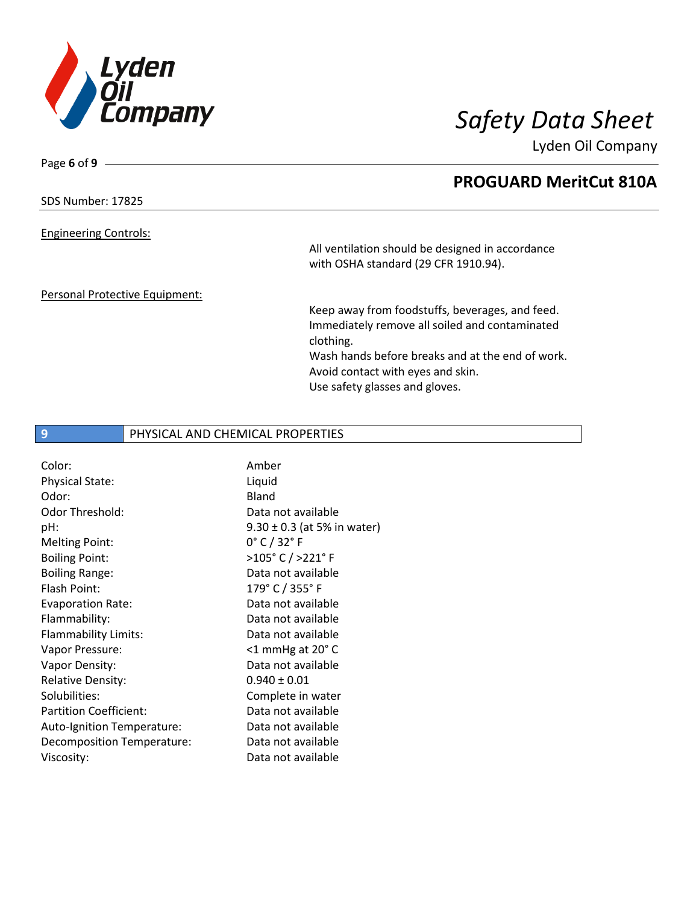SDS Number: 17825

Engineering Controls:

All ventilation should be designed in accordance with OSHA standard (29 CFR 1910.94).

Personal Protective Equipment:

Keep away from foodstuffs, beverages, and feed.
Immediately remove all soiled and contaminated clothing.
Wash hands before breaks and at the end of work.
Avoid contact with eyes and skin.
Use safety glasses and gloves.

## 9 PHYSICAL AND CHEMICAL PROPERTIES

| | |
|---|---|
| Color: | Amber |
| Physical State: | Liquid |
| Odor: | Bland |
| Odor Threshold: | Data not available |
| pH: | 9.30 ± 0.3 (at 5% in water) |
| Melting Point: | 0° C / 32° F |
| Boiling Point: | >105° C / >221° F |
| Boiling Range: | Data not available |
| Flash Point: | 179° C / 355° F |
| Evaporation Rate: | Data not available |
| Flammability: | Data not available |
| Flammability Limits: | Data not available |
| Vapor Pressure: | <1 mmHg at 20° C |
| Vapor Density: | Data not available |
| Relative Density: | 0.940 ± 0.01 |
| Solubilities: | Complete in water |
| Partition Coefficient: | Data not available |
| Auto-Ignition Temperature: | Data not available |
| Decomposition Temperature: | Data not available |
| Viscosity: | Data not available |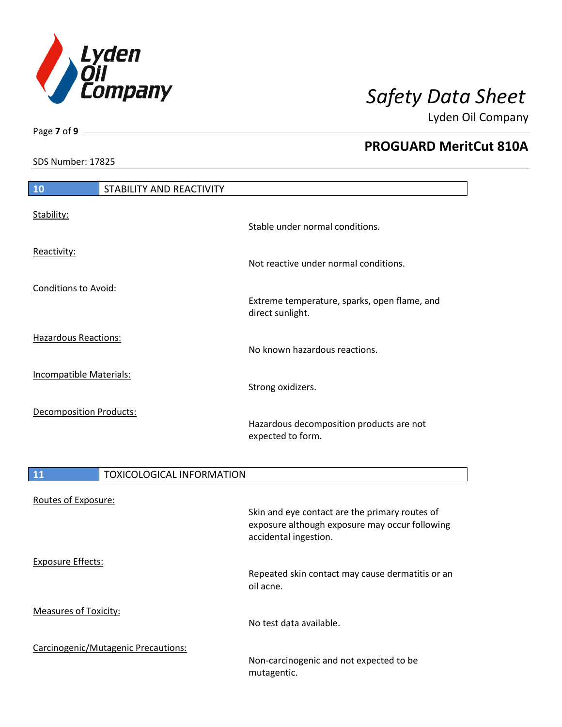SDS Number: 17825

## 10 STABILITY AND REACTIVITY

| | |
|---|---|
| Stability: | Stable under normal conditions. |
| Reactivity: | Not reactive under normal conditions. |
| Conditions to Avoid: | Extreme temperature, sparks, open flame, and direct sunlight. |
| Hazardous Reactions: | No known hazardous reactions. |
| Incompatible Materials: | Strong oxidizers. |
| Decomposition Products: | Hazardous decomposition products are not expected to form. |

## 11 TOXICOLOGICAL INFORMATION

| | |
|---|---|
| Routes of Exposure: | Skin and eye contact are the primary routes of exposure although exposure may occur following accidental ingestion. |
| Exposure Effects: | Repeated skin contact may cause dermatitis or an oil acne. |
| Measures of Toxicity: | No test data available. |
| Carcinogenic/Mutagenic Precautions: | Non-carcinogenic and not expected to be mutagentic. |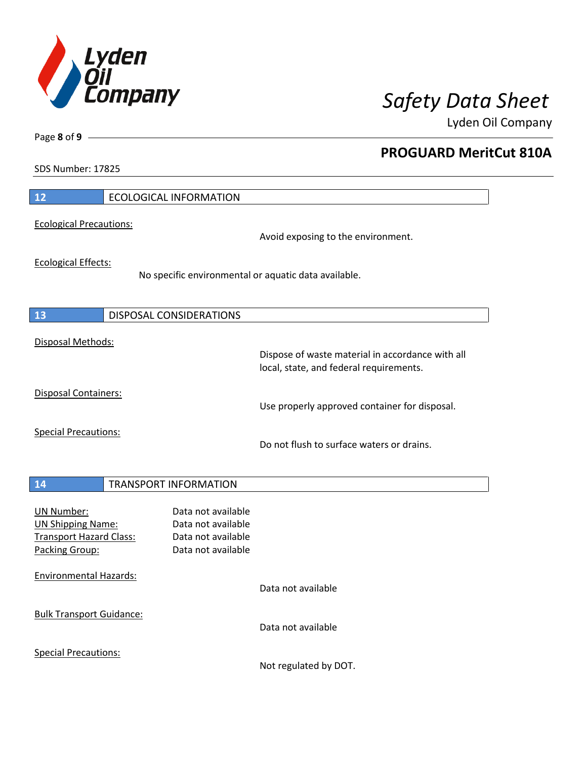## 12 ECOLOGICAL INFORMATION

Ecological Precautions:

Avoid exposing to the environment.

Ecological Effects:

No specific environmental or aquatic data available.

## 13 DISPOSAL CONSIDERATIONS

Disposal Methods:

Dispose of waste material in accordance with all local, state, and federal requirements.

Disposal Containers:

Use properly approved container for disposal.

Special Precautions:

Do not flush to surface waters or drains.

## 14 TRANSPORT INFORMATION

UN Number: Data not available
UN Shipping Name: Data not available
Transport Hazard Class: Data not available
Packing Group: Data not available

Environmental Hazards:

Data not available

Bulk Transport Guidance:

Data not available

Special Precautions:

Not regulated by DOT.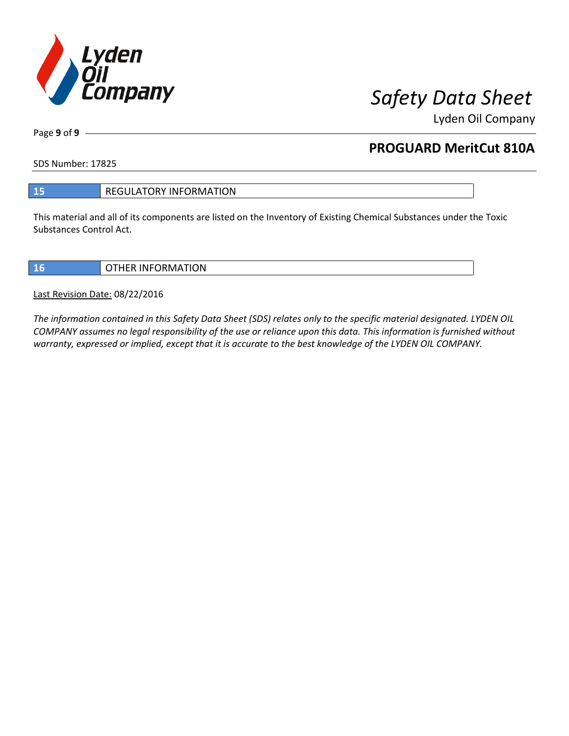## 15 REGULATORY INFORMATION

This material and all of its components are listed on the Inventory of Existing Chemical Substances under the Toxic Substances Control Act.

## 16 OTHER INFORMATION

Last Revision Date: 08/22/2016

*The information contained in this Safety Data Sheet (SDS) relates only to the specific material designated. LYDEN OIL COMPANY assumes no legal responsibility of the use or reliance upon this data. This information is furnished without warranty, expressed or implied, except that it is accurate to the best knowledge of the LYDEN OIL COMPANY.*